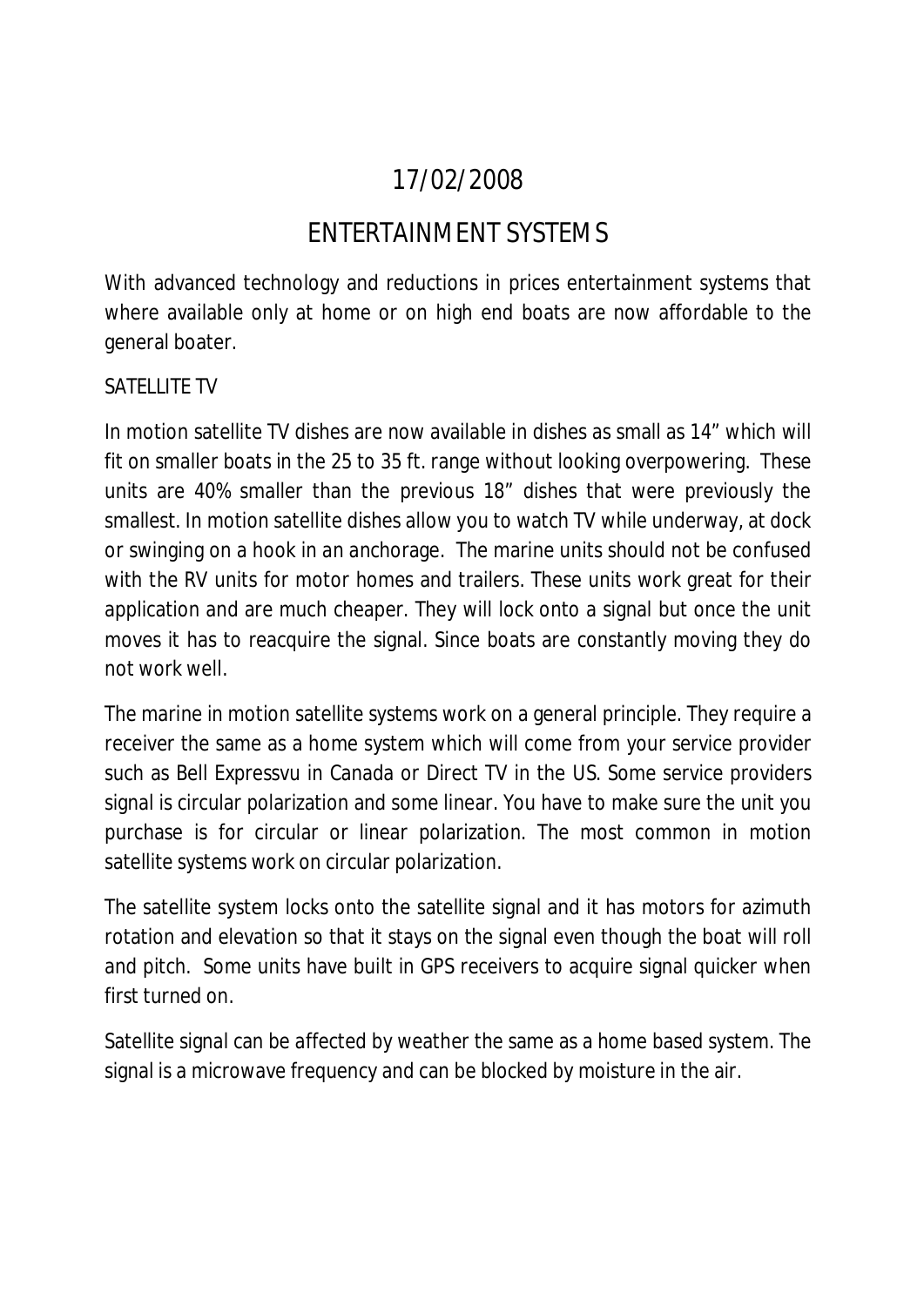17/02/2008

# ENTERTAINMENT SYSTEMS

With advanced technology and reductions in prices entertainment systems that where available only at home or on high end boats are now affordable to the general boater.

## SATELLITE TV

In motion satellite TV dishes are now available in dishes as small as 14" which will fit on smaller boats in the 25 to 35 ft. range without looking overpowering. These units are 40% smaller than the previous 18" dishes that were previously the smallest. In motion satellite dishes allow you to watch TV while underway, at dock or swinging on a hook in an anchorage. The marine units should not be confused with the RV units for motor homes and trailers. These units work great for their application and are much cheaper. They will lock onto a signal but once the unit moves it has to reacquire the signal. Since boats are constantly moving they do not work well.

The marine in motion satellite systems work on a general principle. They require a receiver the same as a home system which will come from your service provider such as Bell Expressvu in Canada or Direct TV in the US. Some service providers signal is circular polarization and some linear. You have to make sure the unit you purchase is for circular or linear polarization. The most common in motion satellite systems work on circular polarization.

The satellite system locks onto the satellite signal and it has motors for azimuth rotation and elevation so that it stays on the signal even though the boat will roll and pitch. Some units have built in GPS receivers to acquire signal quicker when first turned on.

Satellite signal can be affected by weather the same as a home based system. The signal is a microwave frequency and can be blocked by moisture in the air.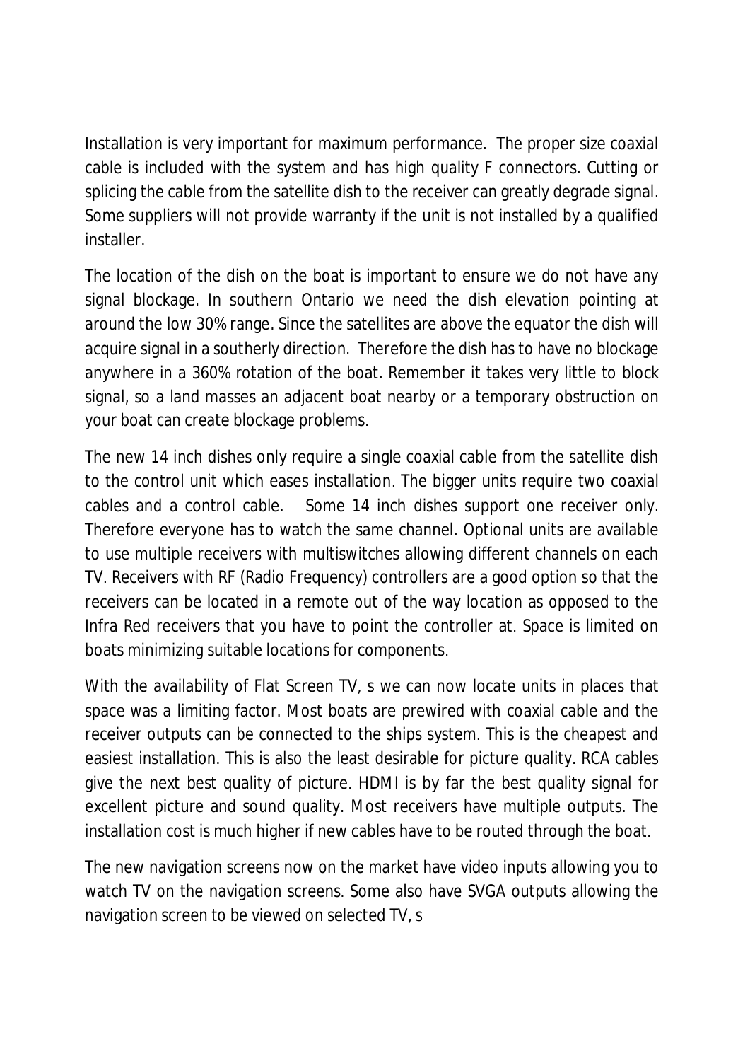Installation is very important for maximum performance. The proper size coaxial cable is included with the system and has high quality F connectors. Cutting or splicing the cable from the satellite dish to the receiver can greatly degrade signal. Some suppliers will not provide warranty if the unit is not installed by a qualified installer.

The location of the dish on the boat is important to ensure we do not have any signal blockage. In southern Ontario we need the dish elevation pointing at around the low 30% range. Since the satellites are above the equator the dish will acquire signal in a southerly direction. Therefore the dish has to have no blockage anywhere in a 360% rotation of the boat. Remember it takes very little to block signal, so a land masses an adjacent boat nearby or a temporary obstruction on your boat can create blockage problems.

The new 14 inch dishes only require a single coaxial cable from the satellite dish to the control unit which eases installation. The bigger units require two coaxial cables and a control cable. Some 14 inch dishes support one receiver only. Therefore everyone has to watch the same channel. Optional units are available to use multiple receivers with multiswitches allowing different channels on each TV. Receivers with RF (Radio Frequency) controllers are a good option so that the receivers can be located in a remote out of the way location as opposed to the Infra Red receivers that you have to point the controller at. Space is limited on boats minimizing suitable locations for components.

With the availability of Flat Screen TV, s we can now locate units in places that space was a limiting factor. Most boats are prewired with coaxial cable and the receiver outputs can be connected to the ships system. This is the cheapest and easiest installation. This is also the least desirable for picture quality. RCA cables give the next best quality of picture. HDMI is by far the best quality signal for excellent picture and sound quality. Most receivers have multiple outputs. The installation cost is much higher if new cables have to be routed through the boat.

The new navigation screens now on the market have video inputs allowing you to watch TV on the navigation screens. Some also have SVGA outputs allowing the navigation screen to be viewed on selected TV, s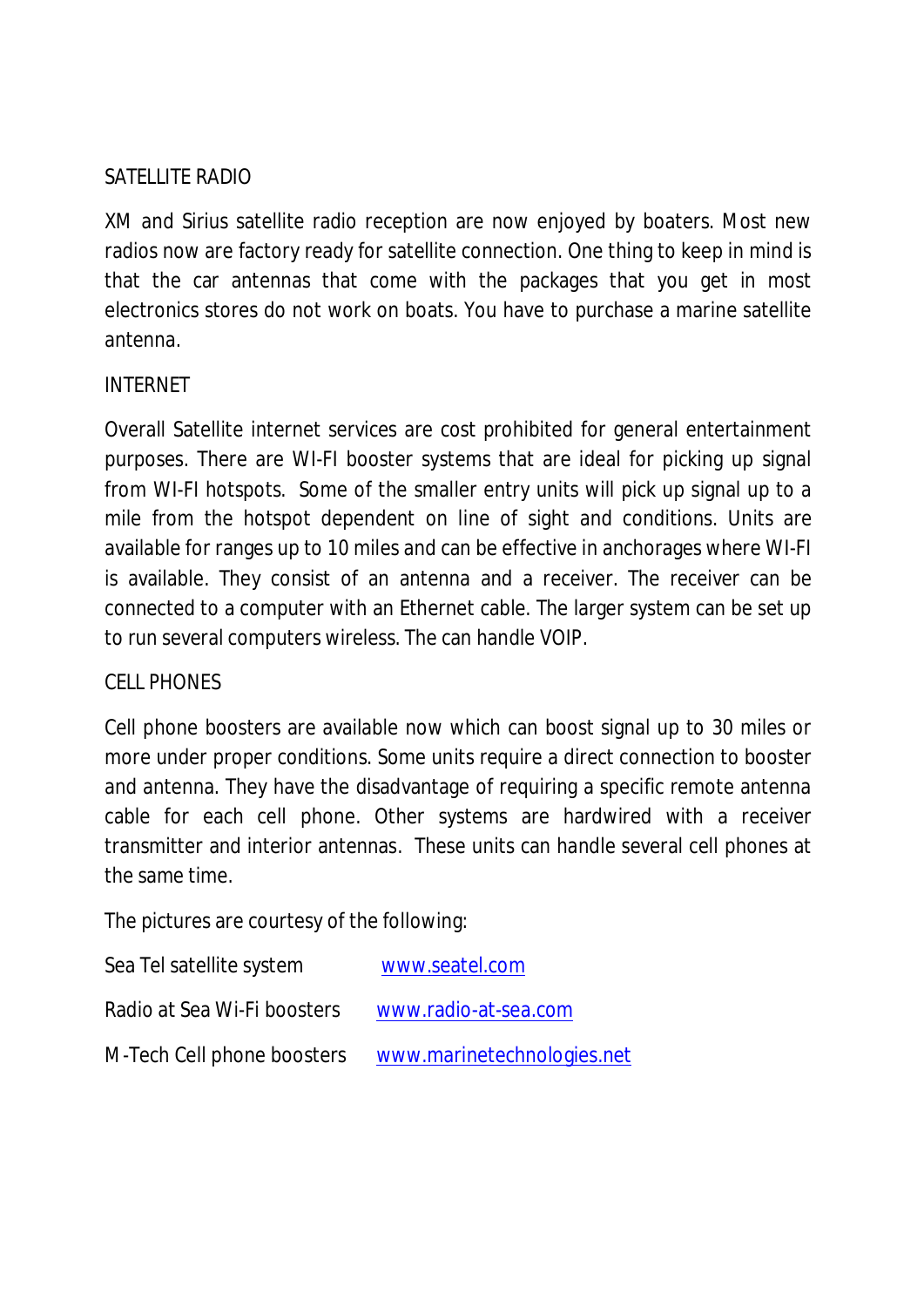## SATELLITE RADIO

XM and Sirius satellite radio reception are now enjoyed by boaters. Most new radios now are factory ready for satellite connection. One thing to keep in mind is that the car antennas that come with the packages that you get in most electronics stores do not work on boats. You have to purchase a marine satellite antenna.

## INTERNET

Overall Satellite internet services are cost prohibited for general entertainment purposes. There are WI-FI booster systems that are ideal for picking up signal from WI-FI hotspots. Some of the smaller entry units will pick up signal up to a mile from the hotspot dependent on line of sight and conditions. Units are available for ranges up to 10 miles and can be effective in anchorages where WI-FI is available. They consist of an antenna and a receiver. The receiver can be connected to a computer with an Ethernet cable. The larger system can be set up to run several computers wireless. The can handle VOIP.

## CELL PHONES

Cell phone boosters are available now which can boost signal up to 30 miles or more under proper conditions. Some units require a direct connection to booster and antenna. They have the disadvantage of requiring a specific remote antenna cable for each cell phone. Other systems are hardwired with a receiver transmitter and interior antennas. These units can handle several cell phones at the same time.

The pictures are courtesy of the following:

| | |
|---|---|
| Sea Tel satellite system | www.seatel.com |
| Radio at Sea Wi-Fi boosters | www.radio-at-sea.com |
| M-Tech Cell phone boosters | www.marinetechnologies.net |